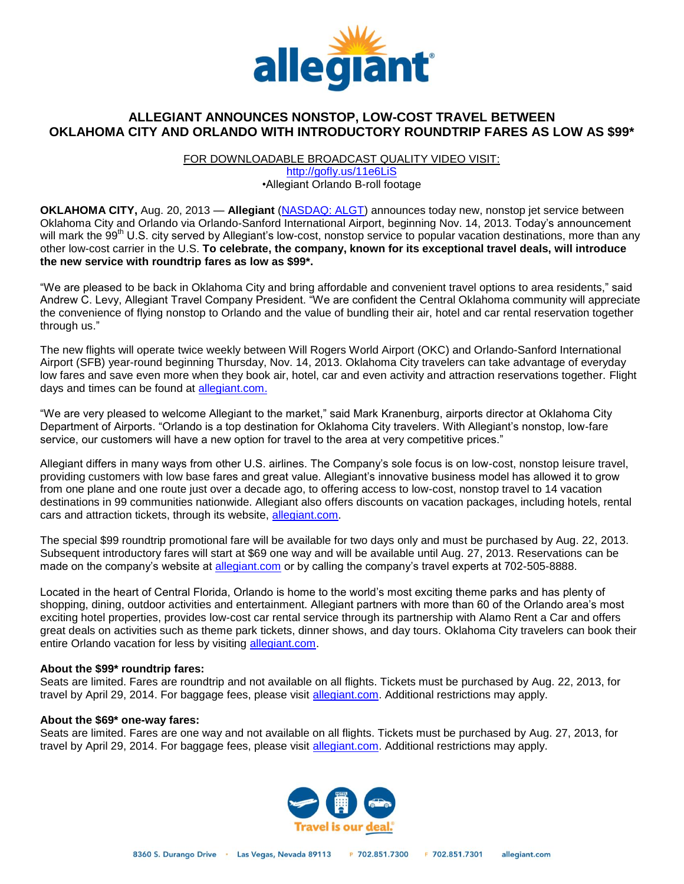# ALLEGIANT ANNOUNCES NONSTOP, LOW-COST TRAVEL BETWEEN OKLAHOMA CITY AND ORLANDO WITH INTRODUCTORY ROUNDTRIP FARES AS LOW AS $99*

FOR DOWNLOADABLE BROADCAST QUALITY VIDEO VISIT:
http://gofly.us/11e6LiS
•Allegiant Orlando B-roll footage

**OKLAHOMA CITY,** Aug. 20, 2013 — **Allegiant** (NASDAQ: ALGT) announces today new, nonstop jet service between Oklahoma City and Orlando via Orlando-Sanford International Airport, beginning Nov. 14, 2013. Today's announcement will mark the 99th U.S. city served by Allegiant's low-cost, nonstop service to popular vacation destinations, more than any other low-cost carrier in the U.S. **To celebrate, the company, known for its exceptional travel deals, will introduce the new service with roundtrip fares as low as $99*.**

"We are pleased to be back in Oklahoma City and bring affordable and convenient travel options to area residents," said Andrew C. Levy, Allegiant Travel Company President. "We are confident the Central Oklahoma community will appreciate the convenience of flying nonstop to Orlando and the value of bundling their air, hotel and car rental reservation together through us."

The new flights will operate twice weekly between Will Rogers World Airport (OKC) and Orlando-Sanford International Airport (SFB) year-round beginning Thursday, Nov. 14, 2013. Oklahoma City travelers can take advantage of everyday low fares and save even more when they book air, hotel, car and even activity and attraction reservations together. Flight days and times can be found at allegiant.com.

"We are very pleased to welcome Allegiant to the market," said Mark Kranenburg, airports director at Oklahoma City Department of Airports. "Orlando is a top destination for Oklahoma City travelers. With Allegiant's nonstop, low-fare service, our customers will have a new option for travel to the area at very competitive prices."

Allegiant differs in many ways from other U.S. airlines. The Company's sole focus is on low-cost, nonstop leisure travel, providing customers with low base fares and great value. Allegiant's innovative business model has allowed it to grow from one plane and one route just over a decade ago, to offering access to low-cost, nonstop travel to 14 vacation destinations in 99 communities nationwide. Allegiant also offers discounts on vacation packages, including hotels, rental cars and attraction tickets, through its website, allegiant.com.

The special $99 roundtrip promotional fare will be available for two days only and must be purchased by Aug. 22, 2013. Subsequent introductory fares will start at $69 one way and will be available until Aug. 27, 2013. Reservations can be made on the company's website at allegiant.com or by calling the company's travel experts at 702-505-8888.

Located in the heart of Central Florida, Orlando is home to the world's most exciting theme parks and has plenty of shopping, dining, outdoor activities and entertainment. Allegiant partners with more than 60 of the Orlando area's most exciting hotel properties, provides low-cost car rental service through its partnership with Alamo Rent a Car and offers great deals on activities such as theme park tickets, dinner shows, and day tours. Oklahoma City travelers can book their entire Orlando vacation for less by visiting allegiant.com.

**About the $99* roundtrip fares:**
Seats are limited. Fares are roundtrip and not available on all flights. Tickets must be purchased by Aug. 22, 2013, for travel by April 29, 2014. For baggage fees, please visit allegiant.com. Additional restrictions may apply.

**About the $69* one-way fares:**
Seats are limited. Fares are one way and not available on all flights. Tickets must be purchased by Aug. 27, 2013, for travel by April 29, 2014. For baggage fees, please visit allegiant.com. Additional restrictions may apply.

Travel is our deal.

8360 S. Durango Drive • Las Vegas, Nevada 89113 P 702.851.7300 F 702.851.7301 allegiant.com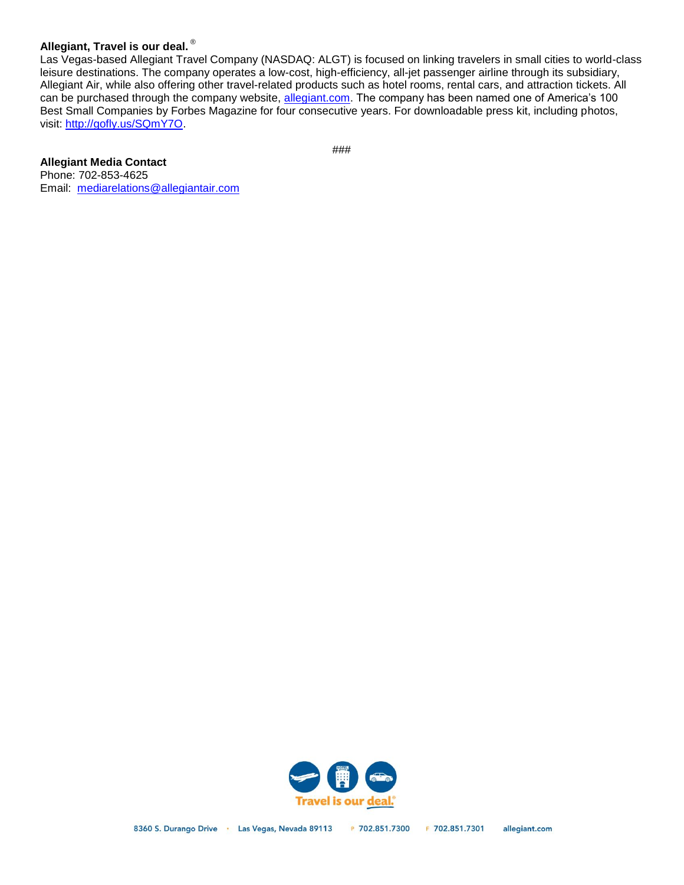**Allegiant, Travel is our deal.** ®

Las Vegas-based Allegiant Travel Company (NASDAQ: ALGT) is focused on linking travelers in small cities to world-class leisure destinations. The company operates a low-cost, high-efficiency, all-jet passenger airline through its subsidiary, Allegiant Air, while also offering other travel-related products such as hotel rooms, rental cars, and attraction tickets. All can be purchased through the company website, allegiant.com. The company has been named one of America's 100 Best Small Companies by Forbes Magazine for four consecutive years. For downloadable press kit, including photos, visit: http://gofly.us/SQmY7O.

###

**Allegiant Media Contact**
Phone: 702-853-4625
Email: mediarelations@allegiantair.com